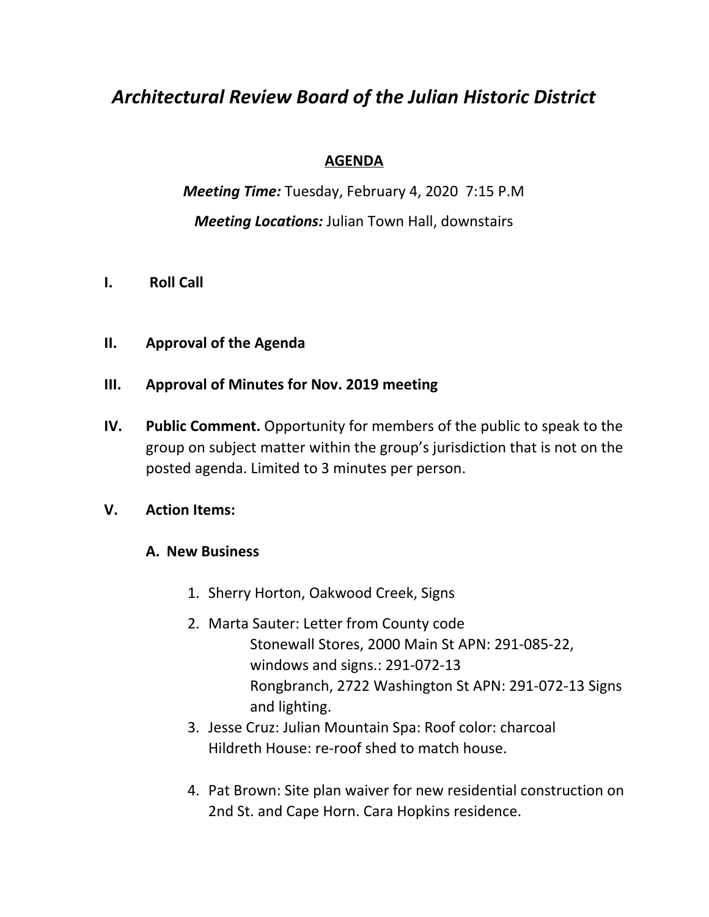# *Architectural Review Board of the Julian Historic District*

**AGENDA**

***Meeting Time:*** Tuesday, February 4, 2020 7:15 P.M

***Meeting Locations:*** Julian Town Hall, downstairs

**I. Roll Call**

**II. Approval of the Agenda**

**III. Approval of Minutes for Nov. 2019 meeting**

**IV. Public Comment.** Opportunity for members of the public to speak to the group on subject matter within the group's jurisdiction that is not on the posted agenda. Limited to 3 minutes per person.

**V. Action Items:**

**A. New Business**

1. Sherry Horton, Oakwood Creek, Signs
2. Marta Sauter: Letter from County code
   Stonewall Stores, 2000 Main St APN: 291-085-22, windows and signs.: 291-072-13
   Rongbranch, 2722 Washington St APN: 291-072-13 Signs and lighting.
3. Jesse Cruz: Julian Mountain Spa: Roof color: charcoal
   Hildreth House: re-roof shed to match house.
4. Pat Brown: Site plan waiver for new residential construction on 2nd St. and Cape Horn. Cara Hopkins residence.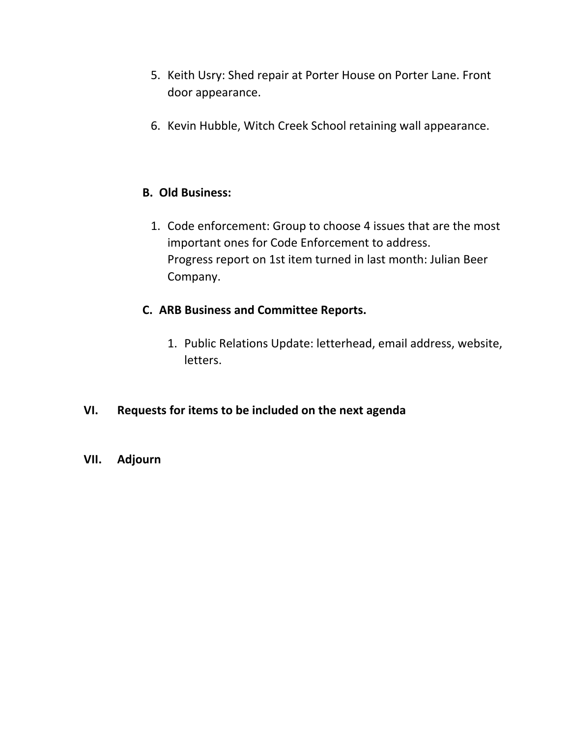5. Keith Usry: Shed repair at Porter House on Porter Lane. Front door appearance.

6. Kevin Hubble, Witch Creek School retaining wall appearance.

**B. Old Business:**

1. Code enforcement: Group to choose 4 issues that are the most important ones for Code Enforcement to address.
   Progress report on 1st item turned in last month: Julian Beer Company.

**C. ARB Business and Committee Reports.**

1. Public Relations Update: letterhead, email address, website, letters.

**VI. Requests for items to be included on the next agenda**

**VII. Adjourn**